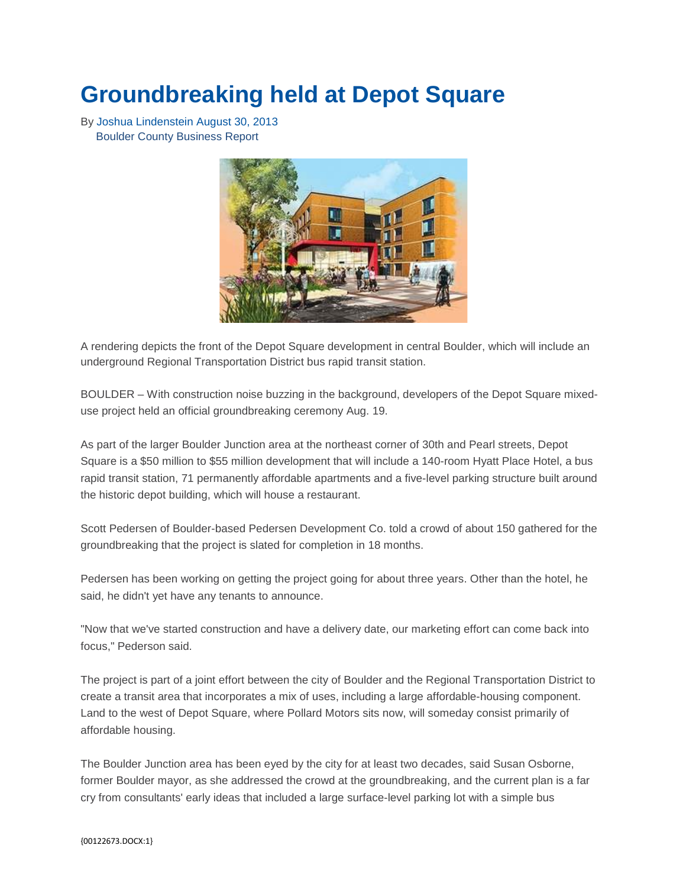# Groundbreaking held at Depot Square

By Joshua Lindenstein August 30, 2013
Boulder County Business Report

A rendering depicts the front of the Depot Square development in central Boulder, which will include an underground Regional Transportation District bus rapid transit station.

BOULDER – With construction noise buzzing in the background, developers of the Depot Square mixed-use project held an official groundbreaking ceremony Aug. 19.

As part of the larger Boulder Junction area at the northeast corner of 30th and Pearl streets, Depot Square is a $50 million to $55 million development that will include a 140-room Hyatt Place Hotel, a bus rapid transit station, 71 permanently affordable apartments and a five-level parking structure built around the historic depot building, which will house a restaurant.

Scott Pedersen of Boulder-based Pedersen Development Co. told a crowd of about 150 gathered for the groundbreaking that the project is slated for completion in 18 months.

Pedersen has been working on getting the project going for about three years. Other than the hotel, he said, he didn't yet have any tenants to announce.

"Now that we've started construction and have a delivery date, our marketing effort can come back into focus," Pederson said.

The project is part of a joint effort between the city of Boulder and the Regional Transportation District to create a transit area that incorporates a mix of uses, including a large affordable-housing component. Land to the west of Depot Square, where Pollard Motors sits now, will someday consist primarily of affordable housing.

The Boulder Junction area has been eyed by the city for at least two decades, said Susan Osborne, former Boulder mayor, as she addressed the crowd at the groundbreaking, and the current plan is a far cry from consultants' early ideas that included a large surface-level parking lot with a simple bus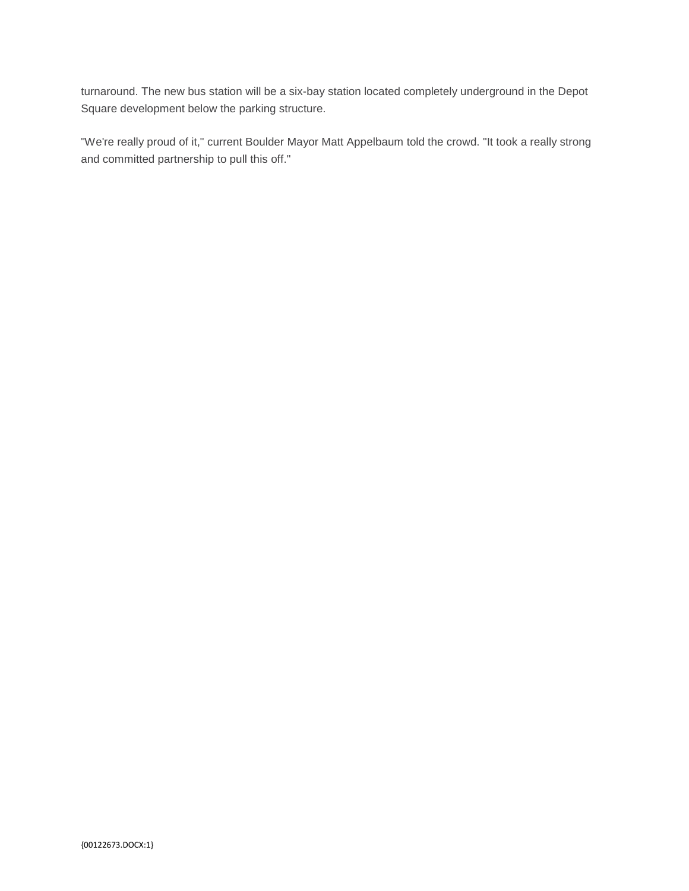turnaround. The new bus station will be a six-bay station located completely underground in the Depot Square development below the parking structure.

"We're really proud of it," current Boulder Mayor Matt Appelbaum told the crowd. "It took a really strong and committed partnership to pull this off."